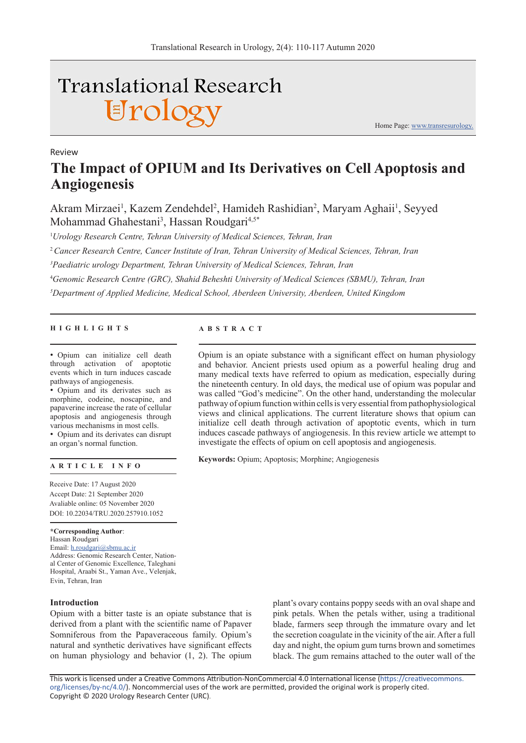Review

# The Impact of OPIUM and Its Derivatives on Cell Apoptosis and Angiogenesis

Akram Mirzaei[1], Kazem Zendehdel[2], Hamideh Rashidian[2], Maryam Aghaii[1], Seyyed Mohammad Ghahestani[3], Hassan Roudgari[4,5*]

[1]*Urology Research Centre, Tehran University of Medical Sciences, Tehran, Iran*

[2]*Cancer Research Centre, Cancer Institute of Iran, Tehran University of Medical Sciences, Tehran, Iran*

[3]*Paediatric urology Department, Tehran University of Medical Sciences, Tehran, Iran*

[4]*Genomic Research Centre (GRC), Shahid Beheshti University of Medical Sciences (SBMU), Tehran, Iran*

[5]*Department of Applied Medicine, Medical School, Aberdeen University, Aberdeen, United Kingdom*

## HIGHLIGHTS

- Opium can initialize cell death through activation of apoptotic events which in turn induces cascade pathways of angiogenesis.
- Opium and its derivates such as morphine, codeine, noscapine, and papaverine increase the rate of cellular apoptosis and angiogenesis through various mechanisms in most cells.
- Opium and its derivates can disrupt an organ's normal function.

## ARTICLE INFO

Receive Date: 17 August 2020
Accept Date: 21 September 2020
Avaliable online: 05 November 2020
DOI: 10.22034/TRU.2020.257910.1052

**\*Corresponding Author**:
Hassan Roudgari
Email: h.roudgari@sbmu.ac.ir
Address: Genomic Research Center, National Center of Genomic Excellence, Taleghani Hospital, Araabi St., Yaman Ave., Velenjak, Evin, Tehran, Iran

## ABSTRACT

Opium is an opiate substance with a significant effect on human physiology and behavior. Ancient priests used opium as a powerful healing drug and many medical texts have referred to opium as medication, especially during the nineteenth century. In old days, the medical use of opium was popular and was called "God's medicine". On the other hand, understanding the molecular pathway of opium function within cells is very essential from pathophysiological views and clinical applications. The current literature shows that opium can initialize cell death through activation of apoptotic events, which in turn induces cascade pathways of angiogenesis. In this review article we attempt to investigate the effects of opium on cell apoptosis and angiogenesis.

**Keywords:** Opium; Apoptosis; Morphine; Angiogenesis

## Introduction

Opium with a bitter taste is an opiate substance that is derived from a plant with the scientific name of Papaver Somniferous from the Papaveraceous family. Opium's natural and synthetic derivatives have significant effects on human physiology and behavior (1, 2). The opium plant's ovary contains poppy seeds with an oval shape and pink petals. When the petals wither, using a traditional blade, farmers seep through the immature ovary and let the secretion coagulate in the vicinity of the air. After a full day and night, the opium gum turns brown and sometimes black. The gum remains attached to the outer wall of the

This work is licensed under a Creative Commons Attribution-NonCommercial 4.0 International license (https://creativecommons.org/licenses/by-nc/4.0/). Noncommercial uses of the work are permitted, provided the original work is properly cited.
Copyright © 2020 Urology Research Center (URC).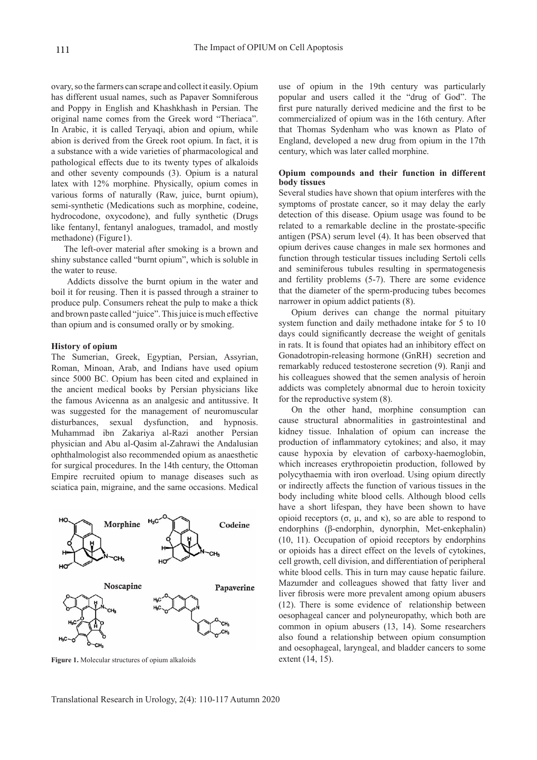ovary, so the farmers can scrape and collect it easily. Opium has different usual names, such as Papaver Somniferous and Poppy in English and Khashkhash in Persian. The original name comes from the Greek word "Theriaca". In Arabic, it is called Teryaqi, abion and opium, while abion is derived from the Greek root opium. In fact, it is a substance with a wide varieties of pharmacological and pathological effects due to its twenty types of alkaloids and other seventy compounds (3). Opium is a natural latex with 12% morphine. Physically, opium comes in various forms of naturally (Raw, juice, burnt opium), semi-synthetic (Medications such as morphine, codeine, hydrocodone, oxycodone), and fully synthetic (Drugs like fentanyl, fentanyl analogues, tramadol, and mostly methadone) (Figure1).

The left-over material after smoking is a brown and shiny substance called "burnt opium", which is soluble in the water to reuse.

Addicts dissolve the burnt opium in the water and boil it for reusing. Then it is passed through a strainer to produce pulp. Consumers reheat the pulp to make a thick and brown paste called "juice". This juice is much effective than opium and is consumed orally or by smoking.

**History of opium**

The Sumerian, Greek, Egyptian, Persian, Assyrian, Roman, Minoan, Arab, and Indians have used opium since 5000 BC. Opium has been cited and explained in the ancient medical books by Persian physicians like the famous Avicenna as an analgesic and antitussive. It was suggested for the management of neuromuscular disturbances, sexual dysfunction, and hypnosis. Muhammad ibn Zakariya al-Razi another Persian physician and Abu al-Qasim al-Zahrawi the Andalusian ophthalmologist also recommended opium as anaesthetic for surgical procedures. In the 14th century, the Ottoman Empire recruited opium to manage diseases such as sciatica pain, migraine, and the same occasions. Medical use of opium in the 19th century was particularly popular and users called it the "drug of God". The first pure naturally derived medicine and the first to be commercialized of opium was in the 16th century. After that Thomas Sydenham who was known as Plato of England, developed a new drug from opium in the 17th century, which was later called morphine.

**Figure 1.** Molecular structures of opium alkaloids

**Opium compounds and their function in different body tissues**

Several studies have shown that opium interferes with the symptoms of prostate cancer, so it may delay the early detection of this disease. Opium usage was found to be related to a remarkable decline in the prostate-specific antigen (PSA) serum level (4). It has been observed that opium derives cause changes in male sex hormones and function through testicular tissues including Sertoli cells and seminiferous tubules resulting in spermatogenesis and fertility problems (5-7). There are some evidence that the diameter of the sperm-producing tubes becomes narrower in opium addict patients (8).

Opium derives can change the normal pituitary system function and daily methadone intake for 5 to 10 days could significantly decrease the weight of genitals in rats. It is found that opiates had an inhibitory effect on Gonadotropin-releasing hormone (GnRH) secretion and remarkably reduced testosterone secretion (9). Ranji and his colleagues showed that the semen analysis of heroin addicts was completely abnormal due to heroin toxicity for the reproductive system (8).

On the other hand, morphine consumption can cause structural abnormalities in gastrointestinal and kidney tissue. Inhalation of opium can increase the production of inflammatory cytokines; and also, it may cause hypoxia by elevation of carboxy-haemoglobin, which increases erythropoietin production, followed by polycythaemia with iron overload. Using opium directly or indirectly affects the function of various tissues in the body including white blood cells. Although blood cells have a short lifespan, they have been shown to have opioid receptors (σ, μ, and κ), so are able to respond to endorphins (β-endorphin, dynorphin, Met-enkephalin) (10, 11). Occupation of opioid receptors by endorphins or opioids has a direct effect on the levels of cytokines, cell growth, cell division, and differentiation of peripheral white blood cells. This in turn may cause hepatic failure. Mazumder and colleagues showed that fatty liver and liver fibrosis were more prevalent among opium abusers (12). There is some evidence of relationship between oesophageal cancer and polyneuropathy, which both are common in opium abusers (13, 14). Some researchers also found a relationship between opium consumption and oesophageal, laryngeal, and bladder cancers to some extent (14, 15).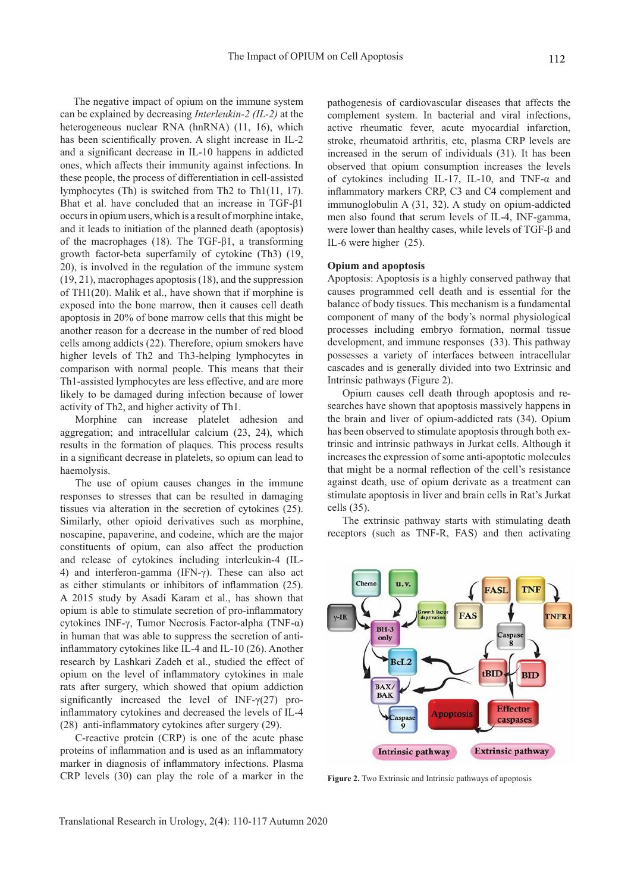The negative impact of opium on the immune system can be explained by decreasing *Interleukin-2 (IL-2)* at the heterogeneous nuclear RNA (hnRNA) (11, 16), which has been scientifically proven. A slight increase in IL-2 and a significant decrease in IL-10 happens in addicted ones, which affects their immunity against infections. In these people, the process of differentiation in cell-assisted lymphocytes (Th) is switched from Th2 to Th1(11, 17). Bhat et al. have concluded that an increase in TGF-β1 occurs in opium users, which is a result of morphine intake, and it leads to initiation of the planned death (apoptosis) of the macrophages (18). The TGF-β1, a transforming growth factor-beta superfamily of cytokine (Th3) (19, 20), is involved in the regulation of the immune system (19, 21), macrophages apoptosis (18), and the suppression of TH1(20). Malik et al., have shown that if morphine is exposed into the bone marrow, then it causes cell death apoptosis in 20% of bone marrow cells that this might be another reason for a decrease in the number of red blood cells among addicts (22). Therefore, opium smokers have higher levels of Th2 and Th3-helping lymphocytes in comparison with normal people. This means that their Th1-assisted lymphocytes are less effective, and are more likely to be damaged during infection because of lower activity of Th2, and higher activity of Th1.

Morphine can increase platelet adhesion and aggregation; and intracellular calcium (23, 24), which results in the formation of plaques. This process results in a significant decrease in platelets, so opium can lead to haemolysis.

The use of opium causes changes in the immune responses to stresses that can be resulted in damaging tissues via alteration in the secretion of cytokines (25). Similarly, other opioid derivatives such as morphine, noscapine, papaverine, and codeine, which are the major constituents of opium, can also affect the production and release of cytokines including interleukin-4 (IL-4) and interferon-gamma (IFN-γ). These can also act as either stimulants or inhibitors of inflammation (25). A 2015 study by Asadi Karam et al., has shown that opium is able to stimulate secretion of pro-inflammatory cytokines INF-γ, Tumor Necrosis Factor-alpha (TNF-α) in human that was able to suppress the secretion of anti-inflammatory cytokines like IL-4 and IL-10 (26). Another research by Lashkari Zadeh et al., studied the effect of opium on the level of inflammatory cytokines in male rats after surgery, which showed that opium addiction significantly increased the level of INF-γ(27) pro-inflammatory cytokines and decreased the levels of IL-4 (28) anti-inflammatory cytokines after surgery (29).

C-reactive protein (CRP) is one of the acute phase proteins of inflammation and is used as an inflammatory marker in diagnosis of inflammatory infections. Plasma CRP levels (30) can play the role of a marker in the pathogenesis of cardiovascular diseases that affects the complement system. In bacterial and viral infections, active rheumatic fever, acute myocardial infarction, stroke, rheumatoid arthritis, etc, plasma CRP levels are increased in the serum of individuals (31). It has been observed that opium consumption increases the levels of cytokines including IL-17, IL-10, and TNF-α and inflammatory markers CRP, C3 and C4 complement and immunoglobulin A (31, 32). A study on opium-addicted men also found that serum levels of IL-4, INF-gamma, were lower than healthy cases, while levels of TGF-β and IL-6 were higher (25).

## Opium and apoptosis

Apoptosis: Apoptosis is a highly conserved pathway that causes programmed cell death and is essential for the balance of body tissues. This mechanism is a fundamental component of many of the body's normal physiological processes including embryo formation, normal tissue development, and immune responses (33). This pathway possesses a variety of interfaces between intracellular cascades and is generally divided into two Extrinsic and Intrinsic pathways (Figure 2).

Opium causes cell death through apoptosis and researches have shown that apoptosis massively happens in the brain and liver of opium-addicted rats (34). Opium has been observed to stimulate apoptosis through both extrinsic and intrinsic pathways in Jurkat cells. Although it increases the expression of some anti-apoptotic molecules that might be a normal reflection of the cell's resistance against death, use of opium derivate as a treatment can stimulate apoptosis in liver and brain cells in Rat's Jurkat cells (35).

The extrinsic pathway starts with stimulating death receptors (such as TNF-R, FAS) and then activating

**Figure 2.** Two Extrinsic and Intrinsic pathways of apoptosis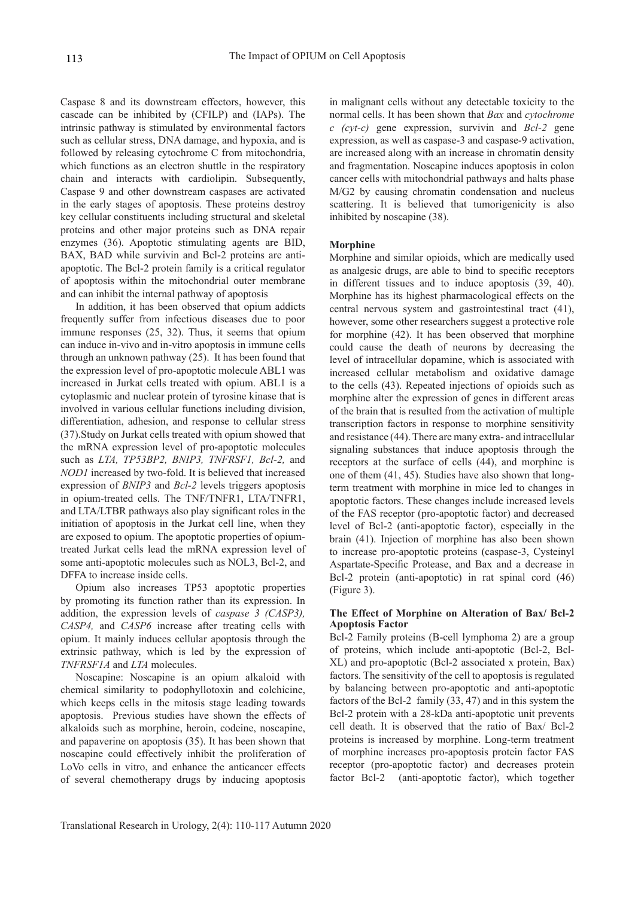Caspase 8 and its downstream effectors, however, this cascade can be inhibited by (CFILP) and (IAPs). The intrinsic pathway is stimulated by environmental factors such as cellular stress, DNA damage, and hypoxia, and is followed by releasing cytochrome C from mitochondria, which functions as an electron shuttle in the respiratory chain and interacts with cardiolipin. Subsequently, Caspase 9 and other downstream caspases are activated in the early stages of apoptosis. These proteins destroy key cellular constituents including structural and skeletal proteins and other major proteins such as DNA repair enzymes (36). Apoptotic stimulating agents are BID, BAX, BAD while survivin and Bcl-2 proteins are anti-apoptotic. The Bcl-2 protein family is a critical regulator of apoptosis within the mitochondrial outer membrane and can inhibit the internal pathway of apoptosis

In addition, it has been observed that opium addicts frequently suffer from infectious diseases due to poor immune responses (25, 32). Thus, it seems that opium can induce in-vivo and in-vitro apoptosis in immune cells through an unknown pathway (25). It has been found that the expression level of pro-apoptotic molecule ABL1 was increased in Jurkat cells treated with opium. ABL1 is a cytoplasmic and nuclear protein of tyrosine kinase that is involved in various cellular functions including division, differentiation, adhesion, and response to cellular stress (37).Study on Jurkat cells treated with opium showed that the mRNA expression level of pro-apoptotic molecules such as *LTA, TP53BP2, BNIP3, TNFRSF1, Bcl-2,* and *NOD1* increased by two-fold. It is believed that increased expression of *BNIP3* and *Bcl-2* levels triggers apoptosis in opium-treated cells. The TNF/TNFR1, LTA/TNFR1, and LTA/LTBR pathways also play significant roles in the initiation of apoptosis in the Jurkat cell line, when they are exposed to opium. The apoptotic properties of opium-treated Jurkat cells lead the mRNA expression level of some anti-apoptotic molecules such as NOL3, Bcl-2, and DFFA to increase inside cells.

Opium also increases TP53 apoptotic properties by promoting its function rather than its expression. In addition, the expression levels of *caspase 3 (CASP3), CASP4,* and *CASP6* increase after treating cells with opium. It mainly induces cellular apoptosis through the extrinsic pathway, which is led by the expression of *TNFRSF1A* and *LTA* molecules.

Noscapine: Noscapine is an opium alkaloid with chemical similarity to podophyllotoxin and colchicine, which keeps cells in the mitosis stage leading towards apoptosis. Previous studies have shown the effects of alkaloids such as morphine, heroin, codeine, noscapine, and papaverine on apoptosis (35). It has been shown that noscapine could effectively inhibit the proliferation of LoVo cells in vitro, and enhance the anticancer effects of several chemotherapy drugs by inducing apoptosis in malignant cells without any detectable toxicity to the normal cells. It has been shown that *Bax* and *cytochrome c (cyt-c)* gene expression, survivin and *Bcl-2* gene expression, as well as caspase-3 and caspase-9 activation, are increased along with an increase in chromatin density and fragmentation. Noscapine induces apoptosis in colon cancer cells with mitochondrial pathways and halts phase M/G2 by causing chromatin condensation and nucleus scattering. It is believed that tumorigenicity is also inhibited by noscapine (38).

### Morphine

Morphine and similar opioids, which are medically used as analgesic drugs, are able to bind to specific receptors in different tissues and to induce apoptosis (39, 40). Morphine has its highest pharmacological effects on the central nervous system and gastrointestinal tract (41), however, some other researchers suggest a protective role for morphine (42). It has been observed that morphine could cause the death of neurons by decreasing the level of intracellular dopamine, which is associated with increased cellular metabolism and oxidative damage to the cells (43). Repeated injections of opioids such as morphine alter the expression of genes in different areas of the brain that is resulted from the activation of multiple transcription factors in response to morphine sensitivity and resistance (44). There are many extra- and intracellular signaling substances that induce apoptosis through the receptors at the surface of cells (44), and morphine is one of them (41, 45). Studies have also shown that long-term treatment with morphine in mice led to changes in apoptotic factors. These changes include increased levels of the FAS receptor (pro-apoptotic factor) and decreased level of Bcl-2 (anti-apoptotic factor), especially in the brain (41). Injection of morphine has also been shown to increase pro-apoptotic proteins (caspase-3, Cysteinyl Aspartate-Specific Protease, and Bax and a decrease in Bcl-2 protein (anti-apoptotic) in rat spinal cord (46) (Figure 3).

### The Effect of Morphine on Alteration of Bax/ Bcl-2 Apoptosis Factor

Bcl-2 Family proteins (B-cell lymphoma 2) are a group of proteins, which include anti-apoptotic (Bcl-2, Bcl-XL) and pro-apoptotic (Bcl-2 associated x protein, Bax) factors. The sensitivity of the cell to apoptosis is regulated by balancing between pro-apoptotic and anti-apoptotic factors of the Bcl-2 family (33, 47) and in this system the Bcl-2 protein with a 28-kDa anti-apoptotic unit prevents cell death. It is observed that the ratio of Bax/ Bcl-2 proteins is increased by morphine. Long-term treatment of morphine increases pro-apoptosis protein factor FAS receptor (pro-apoptotic factor) and decreases protein factor Bcl-2 (anti-apoptotic factor), which together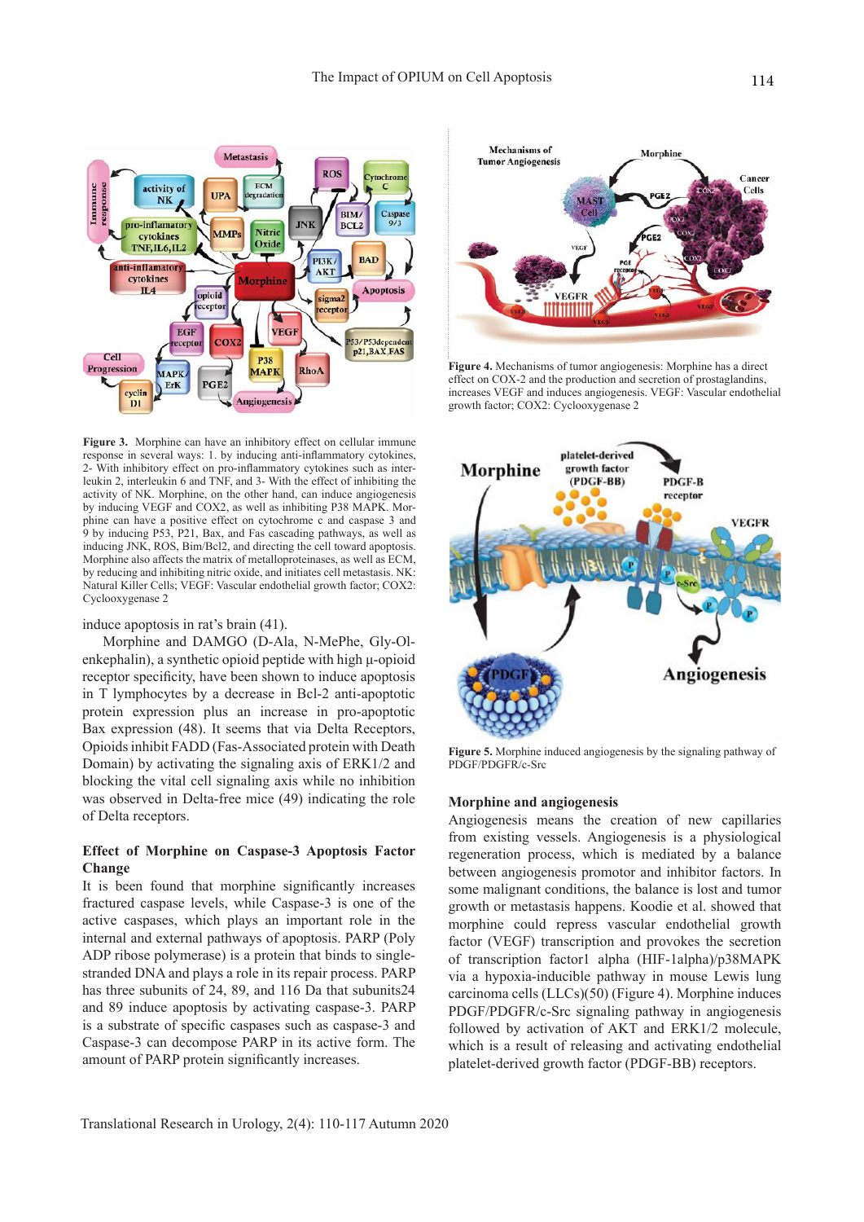**Figure 3.** Morphine can have an inhibitory effect on cellular immune response in several ways: 1. by inducing anti-inflammatory cytokines, 2- With inhibitory effect on pro-inflammatory cytokines such as interleukin 2, interleukin 6 and TNF, and 3- With the effect of inhibiting the activity of NK. Morphine, on the other hand, can induce angiogenesis by inducing VEGF and COX2, as well as inhibiting P38 MAPK. Morphine can have a positive effect on cytochrome c and caspase 3 and 9 by inducing P53, P21, Bax, and Fas cascading pathways, as well as inducing JNK, ROS, Bim/Bcl2, and directing the cell toward apoptosis. Morphine also affects the matrix of metalloproteinases, as well as ECM, by reducing and inhibiting nitric oxide, and initiates cell metastasis. NK: Natural Killer Cells; VEGF: Vascular endothelial growth factor; COX2: Cyclooxygenase 2

induce apoptosis in rat's brain (41).

Morphine and DAMGO (D-Ala, N-MePhe, Gly-Ol-enkephalin), a synthetic opioid peptide with high μ-opioid receptor specificity, have been shown to induce apoptosis in T lymphocytes by a decrease in Bcl-2 anti-apoptotic protein expression plus an increase in pro-apoptotic Bax expression (48). It seems that via Delta Receptors, Opioids inhibit FADD (Fas-Associated protein with Death Domain) by activating the signaling axis of ERK1/2 and blocking the vital cell signaling axis while no inhibition was observed in Delta-free mice (49) indicating the role of Delta receptors.

### Effect of Morphine on Caspase-3 Apoptosis Factor Change

It is been found that morphine significantly increases fractured caspase levels, while Caspase-3 is one of the active caspases, which plays an important role in the internal and external pathways of apoptosis. PARP (Poly ADP ribose polymerase) is a protein that binds to single-stranded DNA and plays a role in its repair process. PARP has three subunits of 24, 89, and 116 Da that subunits24 and 89 induce apoptosis by activating caspase-3. PARP is a substrate of specific caspases such as caspase-3 and Caspase-3 can decompose PARP in its active form. The amount of PARP protein significantly increases.

**Figure 4.** Mechanisms of tumor angiogenesis: Morphine has a direct effect on COX-2 and the production and secretion of prostaglandins, increases VEGF and induces angiogenesis. VEGF: Vascular endothelial growth factor; COX2: Cyclooxygenase 2

**Figure 5.** Morphine induced angiogenesis by the signaling pathway of PDGF/PDGFR/c-Src

### Morphine and angiogenesis

Angiogenesis means the creation of new capillaries from existing vessels. Angiogenesis is a physiological regeneration process, which is mediated by a balance between angiogenesis promotor and inhibitor factors. In some malignant conditions, the balance is lost and tumor growth or metastasis happens. Koodie et al. showed that morphine could repress vascular endothelial growth factor (VEGF) transcription and provokes the secretion of transcription factor1 alpha (HIF-1alpha)/p38MAPK via a hypoxia-inducible pathway in mouse Lewis lung carcinoma cells (LLCs)(50) (Figure 4). Morphine induces PDGF/PDGFR/c-Src signaling pathway in angiogenesis followed by activation of AKT and ERK1/2 molecule, which is a result of releasing and activating endothelial platelet-derived growth factor (PDGF-BB) receptors.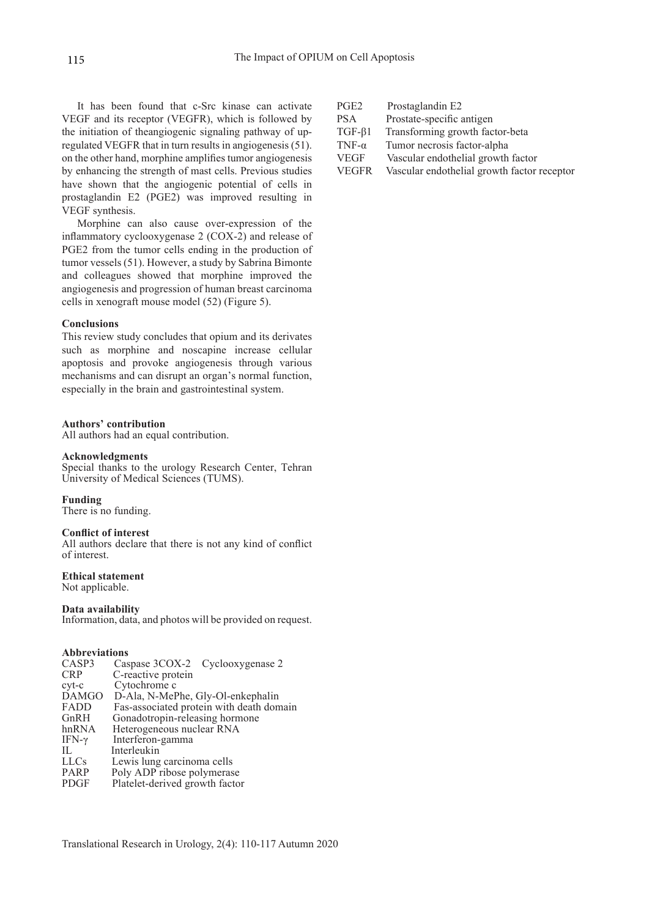It has been found that c-Src kinase can activate VEGF and its receptor (VEGFR), which is followed by the initiation of theangiogenic signaling pathway of up-regulated VEGFR that in turn results in angiogenesis (51). on the other hand, morphine amplifies tumor angiogenesis by enhancing the strength of mast cells. Previous studies have shown that the angiogenic potential of cells in prostaglandin E2 (PGE2) was improved resulting in VEGF synthesis.

Morphine can also cause over-expression of the inflammatory cyclooxygenase 2 (COX-2) and release of PGE2 from the tumor cells ending in the production of tumor vessels (51). However, a study by Sabrina Bimonte and colleagues showed that morphine improved the angiogenesis and progression of human breast carcinoma cells in xenograft mouse model (52) (Figure 5).

**Conclusions**

This review study concludes that opium and its derivates such as morphine and noscapine increase cellular apoptosis and provoke angiogenesis through various mechanisms and can disrupt an organ's normal function, especially in the brain and gastrointestinal system.

**Authors' contribution**

All authors had an equal contribution.

**Acknowledgments**

Special thanks to the urology Research Center, Tehran University of Medical Sciences (TUMS).

**Funding**

There is no funding.

**Conflict of interest**

All authors declare that there is not any kind of conflict of interest.

**Ethical statement**

Not applicable.

**Data availability**

Information, data, and photos will be provided on request.

**Abbreviations**

CASP3 Caspase 3COX-2 Cyclooxygenase 2
CRP C-reactive protein
cyt-c Cytochrome c
DAMGO D-Ala, N-MePhe, Gly-Ol-enkephalin
FADD Fas-associated protein with death domain
GnRH Gonadotropin-releasing hormone
hnRNA Heterogeneous nuclear RNA
IFN-γ Interferon-gamma
IL Interleukin
LLCs Lewis lung carcinoma cells
PARP Poly ADP ribose polymerase
PDGF Platelet-derived growth factor
PGE2 Prostaglandin E2
PSA Prostate-specific antigen
TGF-β1 Transforming growth factor-beta
TNF-α Tumor necrosis factor-alpha
VEGF Vascular endothelial growth factor
VEGFR Vascular endothelial growth factor receptor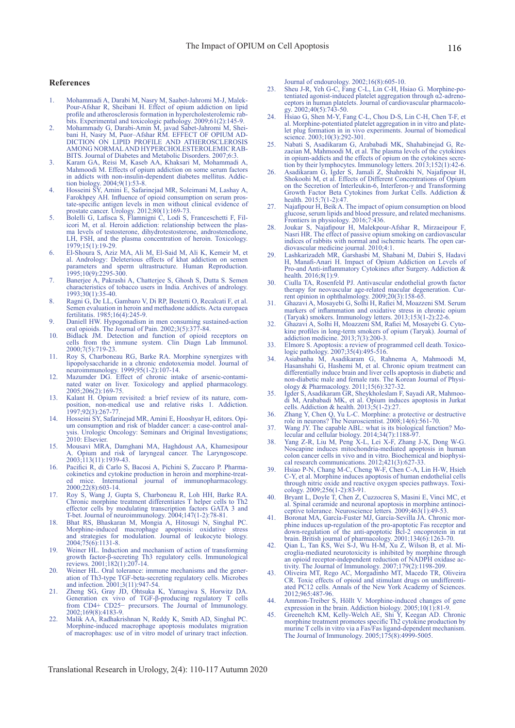## References

1. Mohammadi A, Darabi M, Nasry M, Saabet-Jahromi M-J, Malek-Pour-Afshar R, Sheibani H. Effect of opium addiction on lipid profile and atherosclerosis formation in hypercholesterolemic rabbits. Experimental and toxicologic pathology. 2009;61(2):145-9.
2. Mohammady G, Darabi-Amin M, javad Sabet-Jahromi M, Sheibani H, Nasry M, Puor–Afshar RM. EFFECT OF OPIUM ADDICTION ON LIPID PROFILE AND ATHEROSCLEROSIS AMONG NORMAL AND HYPERCHOLESTEROLEMIC RABBITS. Journal of Diabetes and Metabolic Disorders. 2007;6:3.
3. Karam GA, Reisi M, Kaseb AA, Khaksari M, Mohammadi A, Mahmoodi M. Effects of opium addiction on some serum factors in addicts with non-insulin-dependent diabetes mellitus. Addiction biology. 2004;9(1):53-8.
4. Hosseini SY, Amini E, Safarinejad MR, Soleimani M, Lashay A, Farokhpey AH. Influence of opioid consumption on serum prostate-specific antigen levels in men without clinical evidence of prostate cancer. Urology. 2012;80(1):169-73.
5. Bolelli G, Lafisca S, Flamnigni C, Lodi S, Franceschetti F, Filicori M, et al. Heroin addiction: relationship between the plasma levels of testosterone, dihydrotestosterone, androstenedione, LH, FSH, and the plasma concentration of heroin. Toxicology. 1979;15(1):19-29.
6. El-Shoura S, Aziz MA, Ali M, El-Said M, Ali K, Kemeir M, et al. Andrology: Deleterious effects of khat addiction on semen parameters and sperm ultrastructure. Human Reproduction. 1995;10(9):2295-300.
7. Banerjee A, Pakrashi A, Chatterjee S, Ghosh S, Dutta S. Semen characteristics of tobacco users in India. Archives of andrology. 1993;30(1):35-40.
8. Ragni G, De LL, Gambaro V, Di RP, Bestetti O, Recalcati F, et al. Semen evaluation in heroin and methadone addicts. Acta europaea fertilitatis. 1985;16(4):245-9.
9. Daniell HW. Hypogonadism in men consuming sustained-action oral opioids. The Journal of Pain. 2002;3(5):377-84.
10. Bidlack JM. Detection and function of opioid receptors on cells from the immune system. Clin Diagn Lab Immunol. 2000;7(5):719-23.
11. Roy S, Charboneau RG, Barke RA. Morphine synergizes with lipopolysaccharide in a chronic endotoxemia model. Journal of neuroimmunology. 1999;95(1-2):107-14.
12. Mazumder DG. Effect of chronic intake of arsenic-contaminated water on liver. Toxicology and applied pharmacology. 2005;206(2):169-75.
13. Kalant H. Opium revisited: a brief review of its nature, composition, non-medical use and relative risks 1. Addiction. 1997;92(3):267-77.
14. Hosseini SY, Safarinejad MR, Amini E, Hooshyar H, editors. Opium consumption and risk of bladder cancer: a case-control analysis. Urologic Oncology: Seminars and Original Investigations; 2010: Elsevier.
15. Mousavi MRA, Damghani MA, Haghdoust AA, Khamesipour A. Opium and risk of laryngeal cancer. The Laryngoscope. 2003;113(11):1939-43.
16. Pacifici R, di Carlo S, Bacosi A, Pichini S, Zuccaro P. Pharmacokinetics and cytokine production in heroin and morphine-treated mice. International journal of immunopharmacology. 2000;22(8):603-14.
17. Roy S, Wang J, Gupta S, Charboneau R, Loh HH, Barke RA. Chronic morphine treatment differentiates T helper cells to Th2 effector cells by modulating transcription factors GATA 3 and T-bet. Journal of neuroimmunology. 2004;147(1-2):78-81.
18. Bhat RS, Bhaskaran M, Mongia A, Hitosugi N, Singhal PC. Morphine-induced macrophage apoptosis: oxidative stress and strategies for modulation. Journal of leukocyte biology. 2004;75(6):1131-8.
19. Weiner HL. Induction and mechanism of action of transforming growth factor-β-secreting Th3 regulatory cells. Immunological reviews. 2001;182(1):207-14.
20. Weiner HL. Oral tolerance: immune mechanisms and the generation of Th3-type TGF-beta-secreting regulatory cells. Microbes and infection. 2001;3(11):947-54.
21. Zheng SG, Gray JD, Ohtsuka K, Yamagiwa S, Horwitz DA. Generation ex vivo of TGF-β-producing regulatory T cells from CD4+ CD25− precursors. The Journal of Immunology. 2002;169(8):4183-9.
22. Malik AA, Radhakrishnan N, Reddy K, Smith AD, Singhal PC. Morphine-induced macrophage apoptosis modulates migration of macrophages: use of in vitro model of urinary tract infection. Journal of endourology. 2002;16(8):605-10.
23. Sheu J-R, Yeh G-C, Fang C-L, Lin C-H, Hsiao G. Morphine-potentiated agonist-induced platelet aggregation through α2-adrenoceptors in human platelets. Journal of cardiovascular pharmacology. 2002;40(5):743-50.
24. Hsiao G, Shen M-Y, Fang C-L, Chou D-S, Lin C-H, Chen T-F, et al. Morphine-potentiated platelet aggregation in in vitro and platelet plug formation in in vivo experiments. Journal of biomedical science. 2003;10(3):292-301.
25. Nabati S, Asadikaram G, Arababadi MK, Shahabinejad G, Rezaeian M, Mahmoodi M, et al. The plasma levels of the cytokines in opium-addicts and the effects of opium on the cytokines secretion by their lymphocytes. Immunology letters. 2013;152(1):42-6.
26. Asadikaram G, Igder S, Jamali Z, Shahrokhi N, Najafipour H, Shokoohi M, et al. Effects of Different Concentrations of Opium on the Secretion of Interleukin-6, Interferon-γ and Transforming Growth Factor Beta Cytokines from Jurkat Cells. Addiction & health. 2015;7(1-2):47.
27. Najafipour H, Beik A. The impact of opium consumption on blood glucose, serum lipids and blood pressure, and related mechanisms. Frontiers in physiology. 2016;7:436.
28. Joukar S, Najafipour H, Malekpour-Afshar R, Mirzaeipour F, Nasri HR. The effect of passive opium smoking on cardiovascular indices of rabbits with normal and ischemic hearts. The open cardiovascular medicine journal. 2010;4:1.
29. Lashkarizadeh MR, Garshasbi M, Shabani M, Dabiri S, Hadavi H, Manafi-Anari H. Impact of Opium Addiction on Levels of Pro-and Anti-inflammatory Cytokines after Surgery. Addiction & health. 2016;8(1):9.
30. Ciulla TA, Rosenfeld PJ. Antivascular endothelial growth factor therapy for neovascular age-related macular degeneration. Current opinion in ophthalmology. 2009;20(3):158-65.
31. Ghazavi A, Mosayebi G, Solhi H, Rafiei M, Moazzeni SM. Serum markers of inflammation and oxidative stress in chronic opium (Taryak) smokers. Immunology letters. 2013;153(1-2):22-6.
32. Ghazavi A, Solhi H, Moazzeni SM, Rafiei M, Mosayebi G. Cytokine profiles in long-term smokers of opium (Taryak). Journal of addiction medicine. 2013;7(3):200-3.
33. Elmore S. Apoptosis: a review of programmed cell death. Toxicologic pathology. 2007;35(4):495-516.
34. Asiabanha M, Asadikaram G, Rahnema A, Mahmoodi M, Hasanshahi G, Hashemi M, et al. Chronic opium treatment can differentially induce brain and liver cells apoptosis in diabetic and non-diabetic male and female rats. The Korean Journal of Physiology & Pharmacology. 2011;15(6):327-32.
35. Igder S, Asadikaram GR, Sheykholeslam F, Sayadi AR, Mahmoodi M, Arababadi MK, et al. Opium induces apoptosis in Jurkat cells. Addiction & health. 2013;5(1-2):27.
36. Zhang Y, Chen Q, Yu L-C. Morphine: a protective or destructive role in neurons? The Neuroscientist. 2008;14(6):561-70.
37. Wang JY. The capable ABL: what is its biological function? Molecular and cellular biology. 2014;34(7):1188-97.
38. Yang Z-R, Liu M, Peng X-L, Lei X-F, Zhang J-X, Dong W-G. Noscapine induces mitochondria-mediated apoptosis in human colon cancer cells in vivo and in vitro. Biochemical and biophysical research communications. 2012;421(3):627-33.
39. Hsiao P-N, Chang M-C, Cheng W-F, Chen C-A, Lin H-W, Hsieh C-Y, et al. Morphine induces apoptosis of human endothelial cells through nitric oxide and reactive oxygen species pathways. Toxicology. 2009;256(1-2):83-91.
40. Bryant L, Doyle T, Chen Z, Cuzzocrea S, Masini E, Vinci MC, et al. Spinal ceramide and neuronal apoptosis in morphine antinociceptive tolerance. Neuroscience letters. 2009;463(1):49-53.
41. Boronat MA, García-Fuster MJ, García-Sevilla JA. Chronic morphine induces up-regulation of the pro-apoptotic Fas receptor and down-regulation of the anti-apoptotic Bcl-2 oncoprotein in rat brain. British journal of pharmacology. 2001;134(6):1263-70.
42. Qian L, Tan KS, Wei S-J, Wu H-M, Xu Z, Wilson B, et al. Microglia-mediated neurotoxicity is inhibited by morphine through an opioid receptor-independent reduction of NADPH oxidase activity. The Journal of Immunology. 2007;179(2):1198-209.
43. Oliveira MT, Rego AC, Morgadinho MT, Macedo TR, Oliveira CR. Toxic effects of opioid and stimulant drugs on undifferentiated PC12 cells. Annals of the New York Academy of Sciences. 2012;965:487-96.
44. Ammon-Treiber S, Höllt V. Morphine-induced changes of gene expression in the brain. Addiction biology. 2005;10(1):81-9.
45. Greeneltch KM, Kelly-Welch AE, Shi Y, Keegan AD. Chronic morphine treatment promotes specific Th2 cytokine production by murine T cells in vitro via a Fas/Fas ligand-dependent mechanism. The Journal of Immunology. 2005;175(8):4999-5005.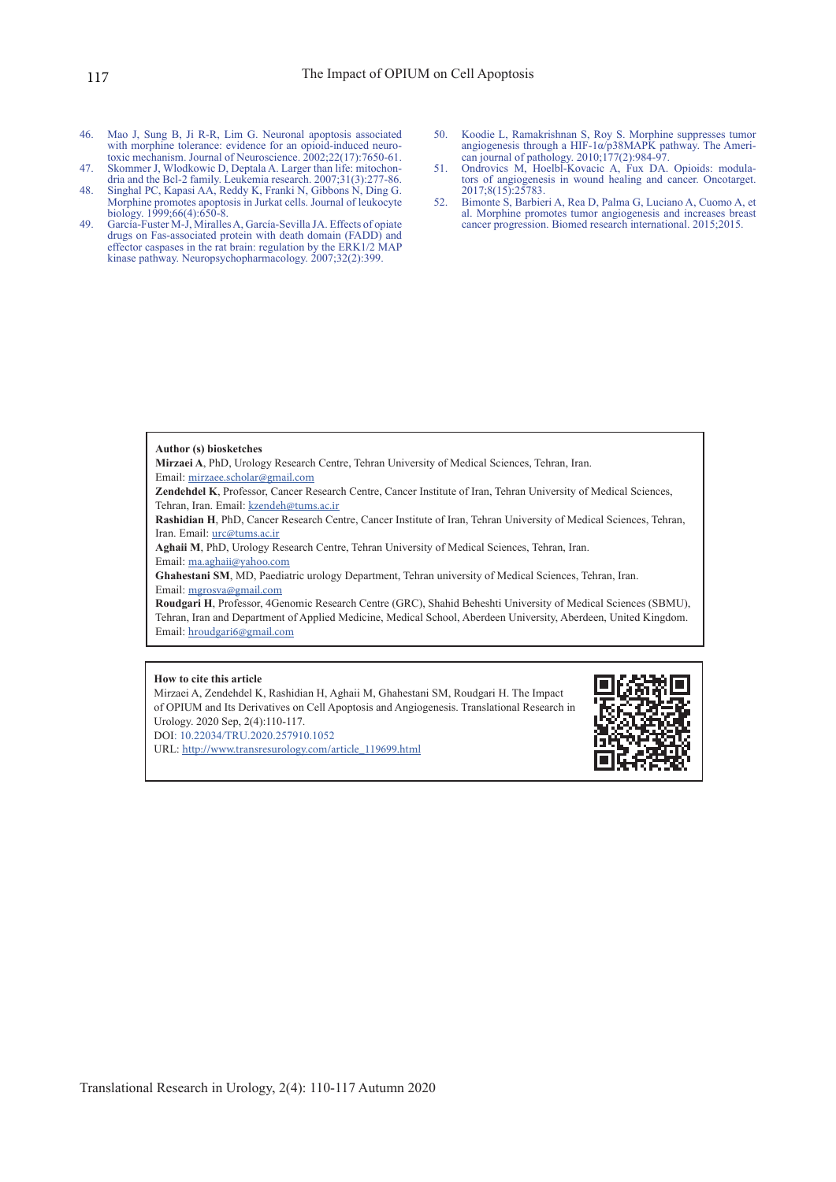46. Mao J, Sung B, Ji R-R, Lim G. Neuronal apoptosis associated with morphine tolerance: evidence for an opioid-induced neurotoxic mechanism. Journal of Neuroscience. 2002;22(17):7650-61.
47. Skommer J, Wlodkowic D, Deptala A. Larger than life: mitochondria and the Bcl-2 family. Leukemia research. 2007;31(3):277-86.
48. Singhal PC, Kapasi AA, Reddy K, Franki N, Gibbons N, Ding G. Morphine promotes apoptosis in Jurkat cells. Journal of leukocyte biology. 1999;66(4):650-8.
49. García-Fuster M-J, Miralles A, García-Sevilla JA. Effects of opiate drugs on Fas-associated protein with death domain (FADD) and effector caspases in the rat brain: regulation by the ERK1/2 MAP kinase pathway. Neuropsychopharmacology. 2007;32(2):399.
50. Koodie L, Ramakrishnan S, Roy S. Morphine suppresses tumor angiogenesis through a HIF-1α/p38MAPK pathway. The American journal of pathology. 2010;177(2):984-97.
51. Ondrovics M, Hoelbl-Kovacic A, Fux DA. Opioids: modulators of angiogenesis in wound healing and cancer. Oncotarget. 2017;8(15):25783.
52. Bimonte S, Barbieri A, Rea D, Palma G, Luciano A, Cuomo A, et al. Morphine promotes tumor angiogenesis and increases breast cancer progression. Biomed research international. 2015;2015.

**Author (s) biosketches**

**Mirzaei A**, PhD, Urology Research Centre, Tehran University of Medical Sciences, Tehran, Iran.
Email: mirzaee.scholar@gmail.com

**Zendehdel K**, Professor, Cancer Research Centre, Cancer Institute of Iran, Tehran University of Medical Sciences, Tehran, Iran. Email: kzendeh@tums.ac.ir

**Rashidian H**, PhD, Cancer Research Centre, Cancer Institute of Iran, Tehran University of Medical Sciences, Tehran, Iran. Email: urc@tums.ac.ir

**Aghaii M**, PhD, Urology Research Centre, Tehran University of Medical Sciences, Tehran, Iran.
Email: ma.aghaii@yahoo.com

**Ghahestani SM**, MD, Paediatric urology Department, Tehran university of Medical Sciences, Tehran, Iran.
Email: mgrosva@gmail.com

**Roudgari H**, Professor, 4Genomic Research Centre (GRC), Shahid Beheshti University of Medical Sciences (SBMU), Tehran, Iran and Department of Applied Medicine, Medical School, Aberdeen University, Aberdeen, United Kingdom.
Email: hroudgari6@gmail.com

**How to cite this article**

Mirzaei A, Zendehdel K, Rashidian H, Aghaii M, Ghahestani SM, Roudgari H. The Impact of OPIUM and Its Derivatives on Cell Apoptosis and Angiogenesis. Translational Research in Urology. 2020 Sep, 2(4):110-117.
DOI: 10.22034/TRU.2020.257910.1052
URL: http://www.transresurology.com/article_119699.html